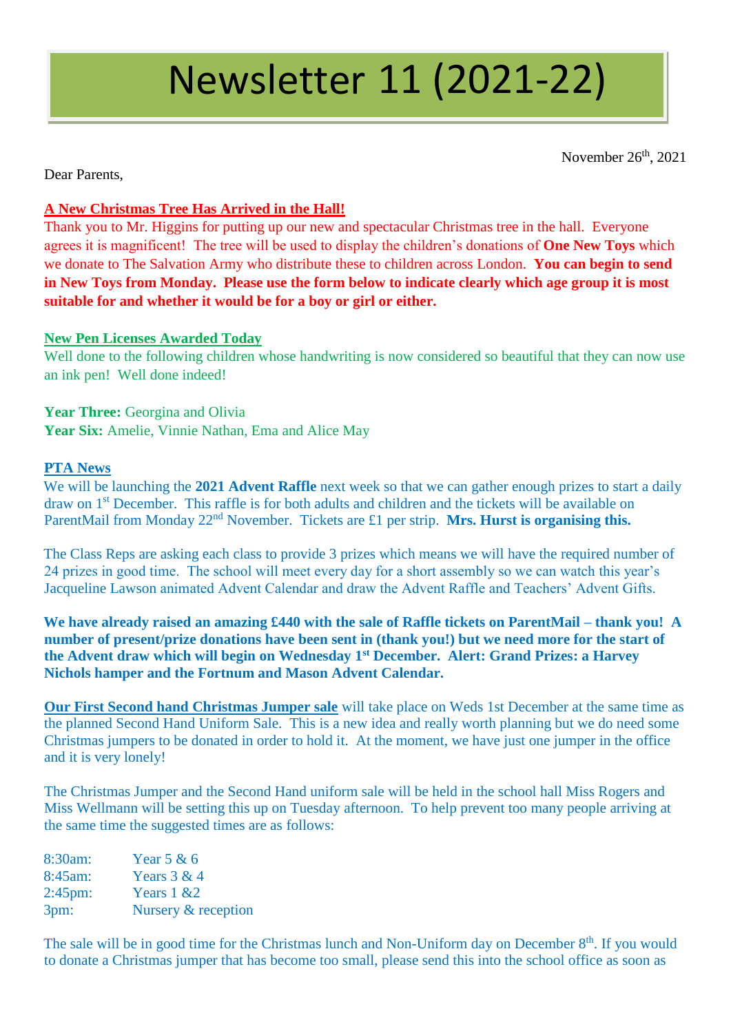# Newsletter 11 (2021-22)

November 26th, 2021

Dear Parents,

**A New Christmas Tree Has Arrived in the Hall!**

Thank you to Mr. Higgins for putting up our new and spectacular Christmas tree in the hall. Everyone agrees it is magnificent! The tree will be used to display the children's donations of **One New Toys** which we donate to The Salvation Army who distribute these to children across London. **You can begin to send in New Toys from Monday. Please use the form below to indicate clearly which age group it is most suitable for and whether it would be for a boy or girl or either.**

**New Pen Licenses Awarded Today**

Well done to the following children whose handwriting is now considered so beautiful that they can now use an ink pen! Well done indeed!

**Year Three:** Georgina and Olivia
**Year Six:** Amelie, Vinnie Nathan, Ema and Alice May

**PTA News**

We will be launching the **2021 Advent Raffle** next week so that we can gather enough prizes to start a daily draw on 1st December. This raffle is for both adults and children and the tickets will be available on ParentMail from Monday 22nd November. Tickets are £1 per strip. **Mrs. Hurst is organising this.**

The Class Reps are asking each class to provide 3 prizes which means we will have the required number of 24 prizes in good time. The school will meet every day for a short assembly so we can watch this year's Jacqueline Lawson animated Advent Calendar and draw the Advent Raffle and Teachers' Advent Gifts.

**We have already raised an amazing £440 with the sale of Raffle tickets on ParentMail – thank you! A number of present/prize donations have been sent in (thank you!) but we need more for the start of the Advent draw which will begin on Wednesday 1st December. Alert: Grand Prizes: a Harvey Nichols hamper and the Fortnum and Mason Advent Calendar.**

**Our First Second hand Christmas Jumper sale** will take place on Weds 1st December at the same time as the planned Second Hand Uniform Sale. This is a new idea and really worth planning but we do need some Christmas jumpers to be donated in order to hold it. At the moment, we have just one jumper in the office and it is very lonely!

The Christmas Jumper and the Second Hand uniform sale will be held in the school hall Miss Rogers and Miss Wellmann will be setting this up on Tuesday afternoon. To help prevent too many people arriving at the same time the suggested times are as follows:

| | |
|---|---|
| 8:30am: | Year 5 & 6 |
| 8:45am: | Years 3 & 4 |
| 2:45pm: | Years 1 &2 |
| 3pm: | Nursery & reception |

The sale will be in good time for the Christmas lunch and Non-Uniform day on December 8th. If you would to donate a Christmas jumper that has become too small, please send this into the school office as soon as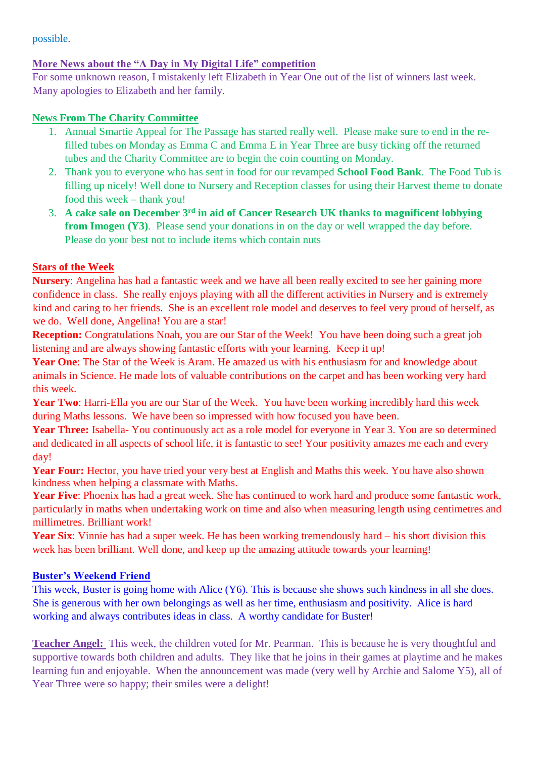possible.

## More News about the "A Day in My Digital Life" competition

For some unknown reason, I mistakenly left Elizabeth in Year One out of the list of winners last week. Many apologies to Elizabeth and her family.

## News From The Charity Committee

1. Annual Smartie Appeal for The Passage has started really well. Please make sure to end in the re-filled tubes on Monday as Emma C and Emma E in Year Three are busy ticking off the returned tubes and the Charity Committee are to begin the coin counting on Monday.
2. Thank you to everyone who has sent in food for our revamped **School Food Bank**. The Food Tub is filling up nicely! Well done to Nursery and Reception classes for using their Harvest theme to donate food this week – thank you!
3. **A cake sale on December 3rd in aid of Cancer Research UK thanks to magnificent lobbying from Imogen (Y3)**. Please send your donations in on the day or well wrapped the day before. Please do your best not to include items which contain nuts

## Stars of the Week

**Nursery**: Angelina has had a fantastic week and we have all been really excited to see her gaining more confidence in class. She really enjoys playing with all the different activities in Nursery and is extremely kind and caring to her friends. She is an excellent role model and deserves to feel very proud of herself, as we do. Well done, Angelina! You are a star!

**Reception:** Congratulations Noah, you are our Star of the Week! You have been doing such a great job listening and are always showing fantastic efforts with your learning. Keep it up!

**Year One**: The Star of the Week is Aram. He amazed us with his enthusiasm for and knowledge about animals in Science. He made lots of valuable contributions on the carpet and has been working very hard this week.

**Year Two**: Harri-Ella you are our Star of the Week. You have been working incredibly hard this week during Maths lessons. We have been so impressed with how focused you have been.

**Year Three:** Isabella- You continuously act as a role model for everyone in Year 3. You are so determined and dedicated in all aspects of school life, it is fantastic to see! Your positivity amazes me each and every day!

**Year Four:** Hector, you have tried your very best at English and Maths this week. You have also shown kindness when helping a classmate with Maths.

**Year Five**: Phoenix has had a great week. She has continued to work hard and produce some fantastic work, particularly in maths when undertaking work on time and also when measuring length using centimetres and millimetres. Brilliant work!

**Year Six**: Vinnie has had a super week. He has been working tremendously hard – his short division this week has been brilliant. Well done, and keep up the amazing attitude towards your learning!

## Buster's Weekend Friend

This week, Buster is going home with Alice (Y6). This is because she shows such kindness in all she does. She is generous with her own belongings as well as her time, enthusiasm and positivity. Alice is hard working and always contributes ideas in class. A worthy candidate for Buster!

**Teacher Angel:** This week, the children voted for Mr. Pearman. This is because he is very thoughtful and supportive towards both children and adults. They like that he joins in their games at playtime and he makes learning fun and enjoyable. When the announcement was made (very well by Archie and Salome Y5), all of Year Three were so happy; their smiles were a delight!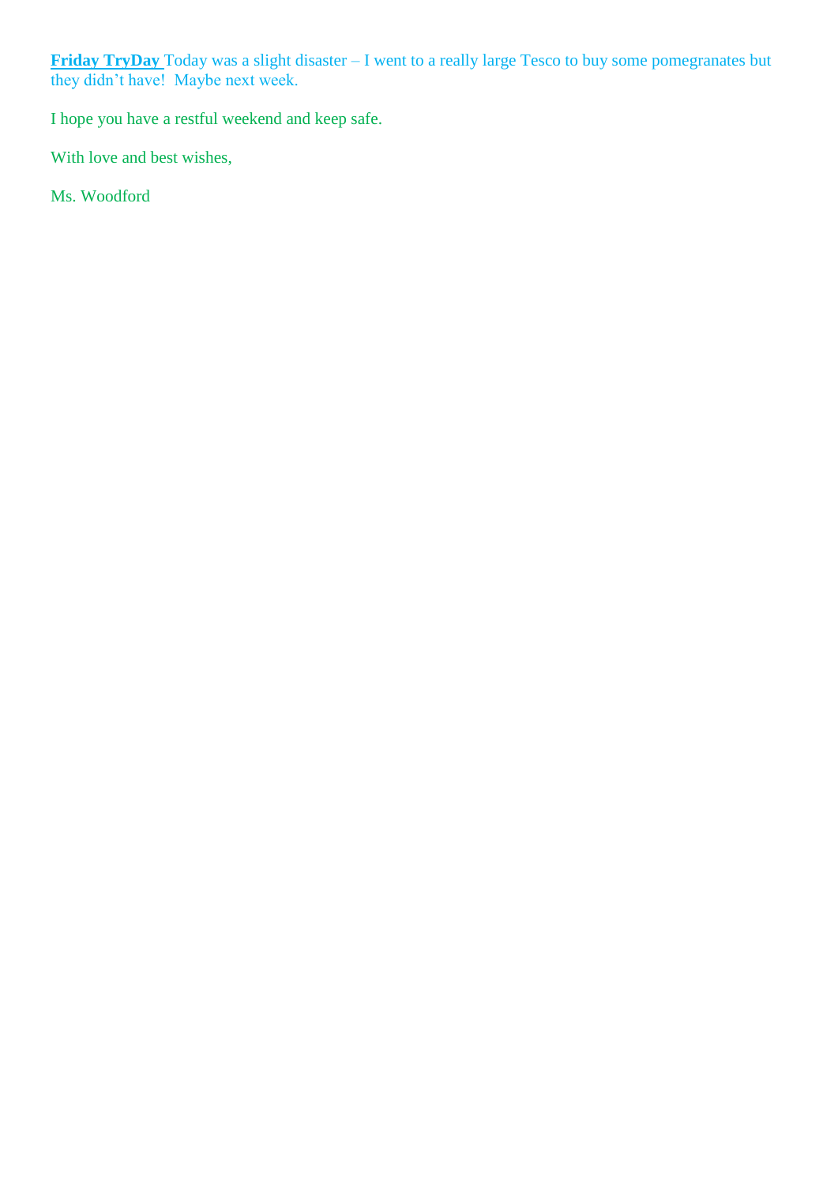**Friday TryDay** Today was a slight disaster – I went to a really large Tesco to buy some pomegranates but they didn't have! Maybe next week.

I hope you have a restful weekend and keep safe.

With love and best wishes,

Ms. Woodford